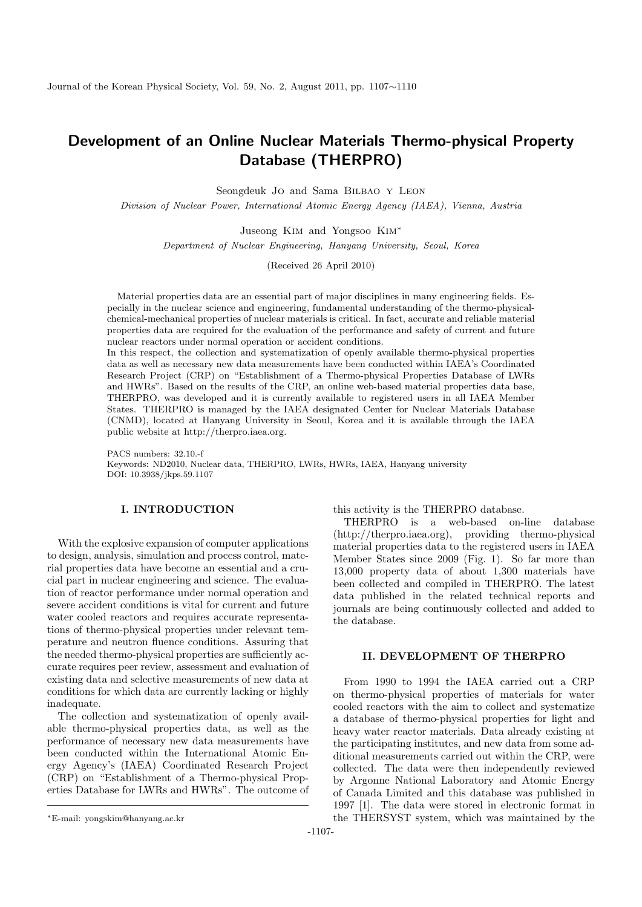# Development of an Online Nuclear Materials Thermo-physical Property Database (THERPRO)

Seongdeuk Jo and Sama Bilbao y Leon

*Division of Nuclear Power, International Atomic Energy Agency (IAEA), Vienna, Austria*

Juseong Kim and Yongsoo Kim*

*Department of Nuclear Engineering, Hanyang University, Seoul, Korea*

(Received 26 April 2010)

Material properties data are an essential part of major disciplines in many engineering fields. Especially in the nuclear science and engineering, fundamental understanding of the thermo-physical-chemical-mechanical properties of nuclear materials is critical. In fact, accurate and reliable material properties data are required for the evaluation of the performance and safety of current and future nuclear reactors under normal operation or accident conditions.

In this respect, the collection and systematization of openly available thermo-physical properties data as well as necessary new data measurements have been conducted within IAEA's Coordinated Research Project (CRP) on "Establishment of a Thermo-physical Properties Database of LWRs and HWRs". Based on the results of the CRP, an online web-based material properties data base, THERPRO, was developed and it is currently available to registered users in all IAEA Member States. THERPRO is managed by the IAEA designated Center for Nuclear Materials Database (CNMD), located at Hanyang University in Seoul, Korea and it is available through the IAEA public website at http://therpro.iaea.org.

PACS numbers: 32.10.-f

Keywords: ND2010, Nuclear data, THERPRO, LWRs, HWRs, IAEA, Hanyang university

DOI: 10.3938/jkps.59.1107

## I. INTRODUCTION

With the explosive expansion of computer applications to design, analysis, simulation and process control, material properties data have become an essential and a crucial part in nuclear engineering and science. The evaluation of reactor performance under normal operation and severe accident conditions is vital for current and future water cooled reactors and requires accurate representations of thermo-physical properties under relevant temperature and neutron fluence conditions. Assuring that the needed thermo-physical properties are sufficiently accurate requires peer review, assessment and evaluation of existing data and selective measurements of new data at conditions for which data are currently lacking or highly inadequate.

The collection and systematization of openly available thermo-physical properties data, as well as the performance of necessary new data measurements have been conducted within the International Atomic Energy Agency's (IAEA) Coordinated Research Project (CRP) on "Establishment of a Thermo-physical Properties Database for LWRs and HWRs". The outcome of this activity is the THERPRO database.

THERPRO is a web-based on-line database (http://therpro.iaea.org), providing thermo-physical material properties data to the registered users in IAEA Member States since 2009 (Fig. 1). So far more than 13,000 property data of about 1,300 materials have been collected and compiled in THERPRO. The latest data published in the related technical reports and journals are being continuously collected and added to the database.

## II. DEVELOPMENT OF THERPRO

From 1990 to 1994 the IAEA carried out a CRP on thermo-physical properties of materials for water cooled reactors with the aim to collect and systematize a database of thermo-physical properties for light and heavy water reactor materials. Data already existing at the participating institutes, and new data from some additional measurements carried out within the CRP, were collected. The data were then independently reviewed by Argonne National Laboratory and Atomic Energy of Canada Limited and this database was published in 1997 [1]. The data were stored in electronic format in the THERSYST system, which was maintained by the

*E-mail: yongskim@hanyang.ac.kr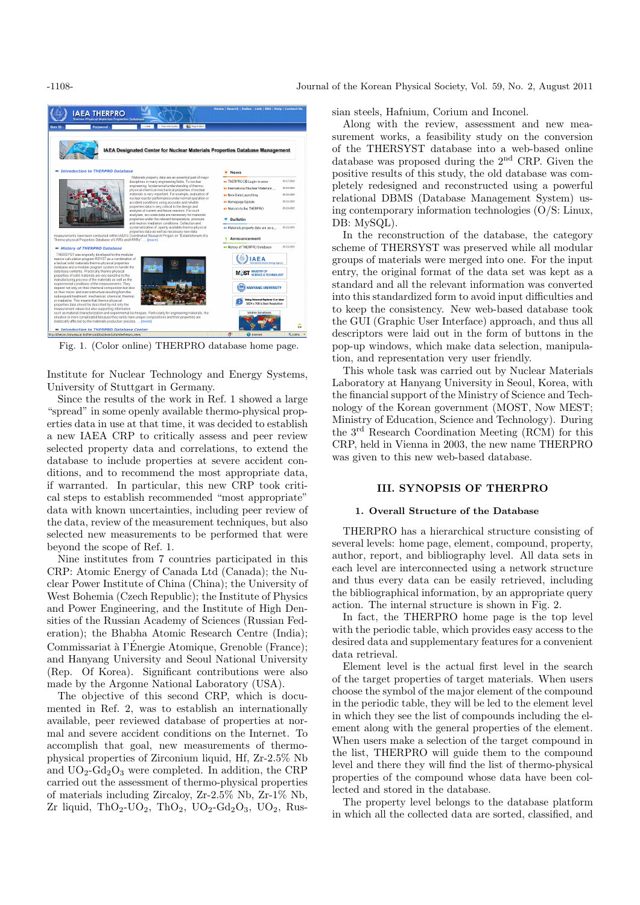Fig. 1. (Color online) THERPRO database home page.

Institute for Nuclear Technology and Energy Systems, University of Stuttgart in Germany.

Since the results of the work in Ref. 1 showed a large "spread" in some openly available thermo-physical properties data in use at that time, it was decided to establish a new IAEA CRP to critically assess and peer review selected property data and correlations, to extend the database to include properties at severe accident conditions, and to recommend the most appropriate data, if warranted. In particular, this new CRP took critical steps to establish recommended "most appropriate" data with known uncertainties, including peer review of the data, review of the measurement techniques, but also selected new measurements to be performed that were beyond the scope of Ref. 1.

Nine institutes from 7 countries participated in this CRP: Atomic Energy of Canada Ltd (Canada); the Nuclear Power Institute of China (China); the University of West Bohemia (Czech Republic); the Institute of Physics and Power Engineering, and the Institute of High Densities of the Russian Academy of Sciences (Russian Federation); the Bhabha Atomic Research Centre (India); Commissariat à l'Énergie Atomique, Grenoble (France); and Hanyang University and Seoul National University (Rep. Of Korea). Significant contributions were also made by the Argonne National Laboratory (USA).

The objective of this second CRP, which is documented in Ref. 2, was to establish an internationally available, peer reviewed database of properties at normal and severe accident conditions on the Internet. To accomplish that goal, new measurements of thermo-physical properties of Zirconium liquid, Hf, Zr-2.5% Nb and $UO_2$-$Gd_2O_3$ were completed. In addition, the CRP carried out the assessment of thermo-physical properties of materials including Zircaloy, Zr-2.5% Nb, Zr-1% Nb, Zr liquid, $ThO_2$-$UO_2$, $ThO_2$, $UO_2$-$Gd_2O_3$, $UO_2$, Russian steels, Hafnium, Corium and Inconel.

Along with the review, assessment and new measurement works, a feasibility study on the conversion of the THERSYST database into a web-based online database was proposed during the 2[nd] CRP. Given the positive results of this study, the old database was completely redesigned and reconstructed using a powerful relational DBMS (Database Management System) using contemporary information technologies (O/S: Linux, DB: MySQL).

In the reconstruction of the database, the category scheme of THERSYST was preserved while all modular groups of materials were merged into one. For the input entry, the original format of the data set was kept as a standard and all the relevant information was converted into this standardized form to avoid input difficulties and to keep the consistency. New web-based database took the GUI (Graphic User Interface) approach, and thus all descriptors were laid out in the form of buttons in the pop-up windows, which make data selection, manipulation, and representation very user friendly.

This whole task was carried out by Nuclear Materials Laboratory at Hanyang University in Seoul, Korea, with the financial support of the Ministry of Science and Technology of the Korean government (MOST, Now MEST; Ministry of Education, Science and Technology). During the 3[rd] Research Coordination Meeting (RCM) for this CRP, held in Vienna in 2003, the new name THERPRO was given to this new web-based database.

## III. SYNOPSIS OF THERPRO

### 1. Overall Structure of the Database

THERPRO has a hierarchical structure consisting of several levels: home page, element, compound, property, author, report, and bibliography level. All data sets in each level are interconnected using a network structure and thus every data can be easily retrieved, including the bibliographical information, by an appropriate query action. The internal structure is shown in Fig. 2.

In fact, the THERPRO home page is the top level with the periodic table, which provides easy access to the desired data and supplementary features for a convenient data retrieval.

Element level is the actual first level in the search of the target properties of target materials. When users choose the symbol of the major element of the compound in the periodic table, they will be led to the element level in which they see the list of compounds including the element along with the general properties of the element. When users make a selection of the target compound in the list, THERPRO will guide them to the compound level and there they will find the list of thermo-physical properties of the compound whose data have been collected and stored in the database.

The property level belongs to the database platform in which all the collected data are sorted, classified, and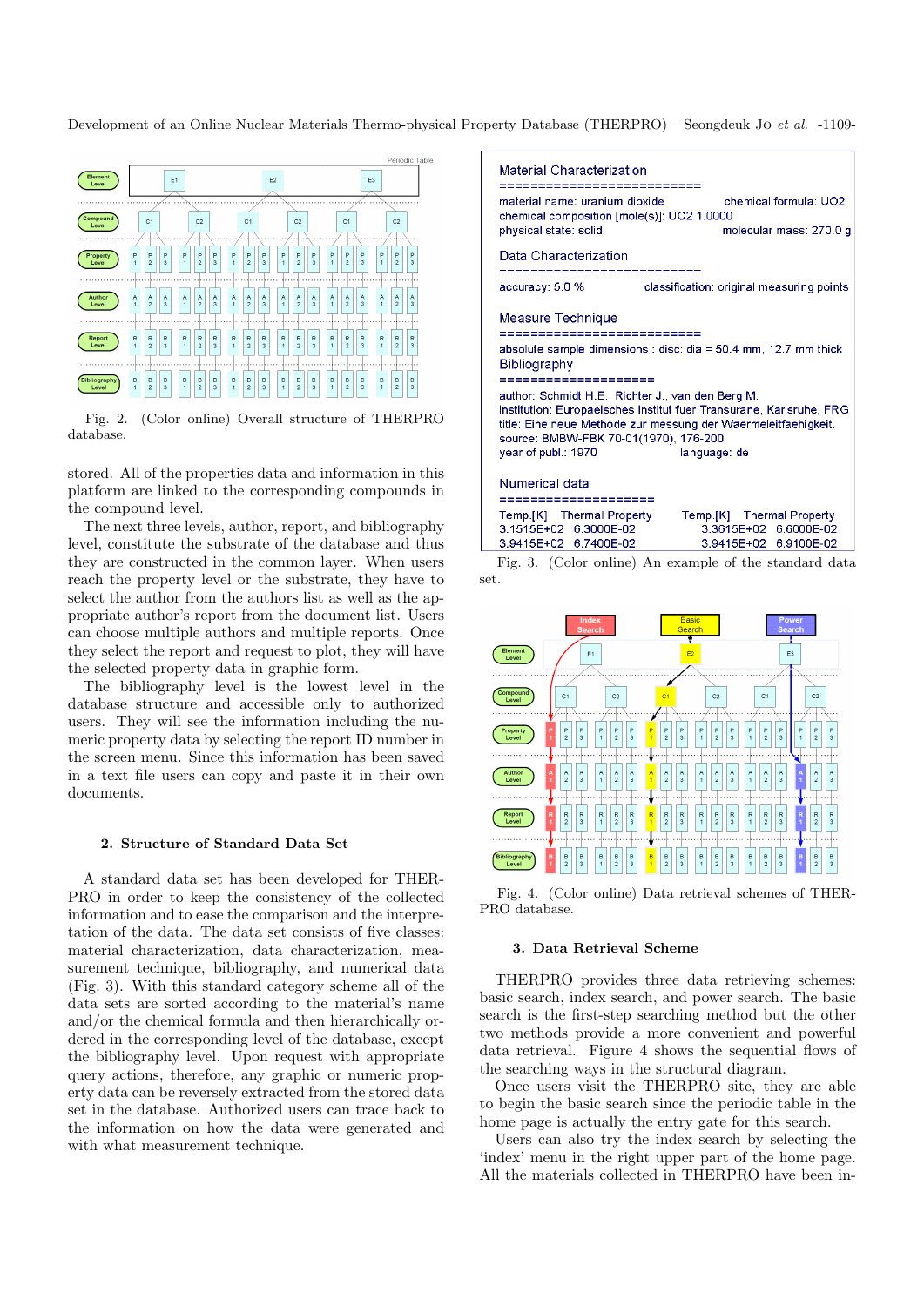Fig. 2. (Color online) Overall structure of THERPRO database.

stored. All of the properties data and information in this platform are linked to the corresponding compounds in the compound level.

The next three levels, author, report, and bibliography level, constitute the substrate of the database and thus they are constructed in the common layer. When users reach the property level or the substrate, they have to select the author from the authors list as well as the appropriate author's report from the document list. Users can choose multiple authors and multiple reports. Once they select the report and request to plot, they will have the selected property data in graphic form.

The bibliography level is the lowest level in the database structure and accessible only to authorized users. They will see the information including the numeric property data by selecting the report ID number in the screen menu. Since this information has been saved in a text file users can copy and paste it in their own documents.

## 2. Structure of Standard Data Set

A standard data set has been developed for THERPRO in order to keep the consistency of the collected information and to ease the comparison and the interpretation of the data. The data set consists of five classes: material characterization, data characterization, measurement technique, bibliography, and numerical data (Fig. 3). With this standard category scheme all of the data sets are sorted according to the material's name and/or the chemical formula and then hierarchically ordered in the corresponding level of the database, except the bibliography level. Upon request with appropriate query actions, therefore, any graphic or numeric property data can be reversely extracted from the stored data set in the database. Authorized users can trace back to the information on how the data were generated and with what measurement technique.

Fig. 3. (Color online) An example of the standard data set.

Fig. 4. (Color online) Data retrieval schemes of THERPRO database.

## 3. Data Retrieval Scheme

THERPRO provides three data retrieving schemes: basic search, index search, and power search. The basic search is the first-step searching method but the other two methods provide a more convenient and powerful data retrieval. Figure 4 shows the sequential flows of the searching ways in the structural diagram.

Once users visit the THERPRO site, they are able to begin the basic search since the periodic table in the home page is actually the entry gate for this search.

Users can also try the index search by selecting the 'index' menu in the right upper part of the home page. All the materials collected in THERPRO have been in-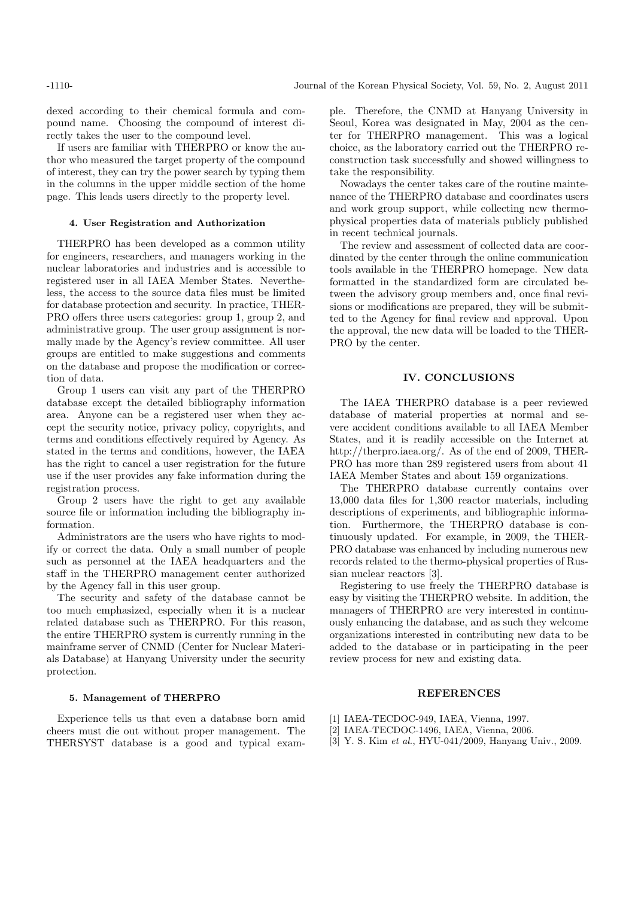dexed according to their chemical formula and compound name. Choosing the compound of interest directly takes the user to the compound level.

If users are familiar with THERPRO or know the author who measured the target property of the compound of interest, they can try the power search by typing them in the columns in the upper middle section of the home page. This leads users directly to the property level.

#### 4. User Registration and Authorization

THERPRO has been developed as a common utility for engineers, researchers, and managers working in the nuclear laboratories and industries and is accessible to registered user in all IAEA Member States. Nevertheless, the access to the source data files must be limited for database protection and security. In practice, THERPRO offers three users categories: group 1, group 2, and administrative group. The user group assignment is normally made by the Agency's review committee. All user groups are entitled to make suggestions and comments on the database and propose the modification or correction of data.

Group 1 users can visit any part of the THERPRO database except the detailed bibliography information area. Anyone can be a registered user when they accept the security notice, privacy policy, copyrights, and terms and conditions effectively required by Agency. As stated in the terms and conditions, however, the IAEA has the right to cancel a user registration for the future use if the user provides any fake information during the registration process.

Group 2 users have the right to get any available source file or information including the bibliography information.

Administrators are the users who have rights to modify or correct the data. Only a small number of people such as personnel at the IAEA headquarters and the staff in the THERPRO management center authorized by the Agency fall in this user group.

The security and safety of the database cannot be too much emphasized, especially when it is a nuclear related database such as THERPRO. For this reason, the entire THERPRO system is currently running in the mainframe server of CNMD (Center for Nuclear Materials Database) at Hanyang University under the security protection.

#### 5. Management of THERPRO

Experience tells us that even a database born amid cheers must die out without proper management. The THERSYST database is a good and typical example. Therefore, the CNMD at Hanyang University in Seoul, Korea was designated in May, 2004 as the center for THERPRO management. This was a logical choice, as the laboratory carried out the THERPRO reconstruction task successfully and showed willingness to take the responsibility.

Nowadays the center takes care of the routine maintenance of the THERPRO database and coordinates users and work group support, while collecting new thermophysical properties data of materials publicly published in recent technical journals.

The review and assessment of collected data are coordinated by the center through the online communication tools available in the THERPRO homepage. New data formatted in the standardized form are circulated between the advisory group members and, once final revisions or modifications are prepared, they will be submitted to the Agency for final review and approval. Upon the approval, the new data will be loaded to the THERPRO by the center.

## IV. CONCLUSIONS

The IAEA THERPRO database is a peer reviewed database of material properties at normal and severe accident conditions available to all IAEA Member States, and it is readily accessible on the Internet at http://therpro.iaea.org/. As of the end of 2009, THERPRO has more than 289 registered users from about 41 IAEA Member States and about 159 organizations.

The THERPRO database currently contains over 13,000 data files for 1,300 reactor materials, including descriptions of experiments, and bibliographic information. Furthermore, the THERPRO database is continuously updated. For example, in 2009, the THERPRO database was enhanced by including numerous new records related to the thermo-physical properties of Russian nuclear reactors [3].

Registering to use freely the THERPRO database is easy by visiting the THERPRO website. In addition, the managers of THERPRO are very interested in continuously enhancing the database, and as such they welcome organizations interested in contributing new data to be added to the database or in participating in the peer review process for new and existing data.

## REFERENCES

[1] IAEA-TECDOC-949, IAEA, Vienna, 1997.
[2] IAEA-TECDOC-1496, IAEA, Vienna, 2006.
[3] Y. S. Kim *et al.*, HYU-041/2009, Hanyang Univ., 2009.